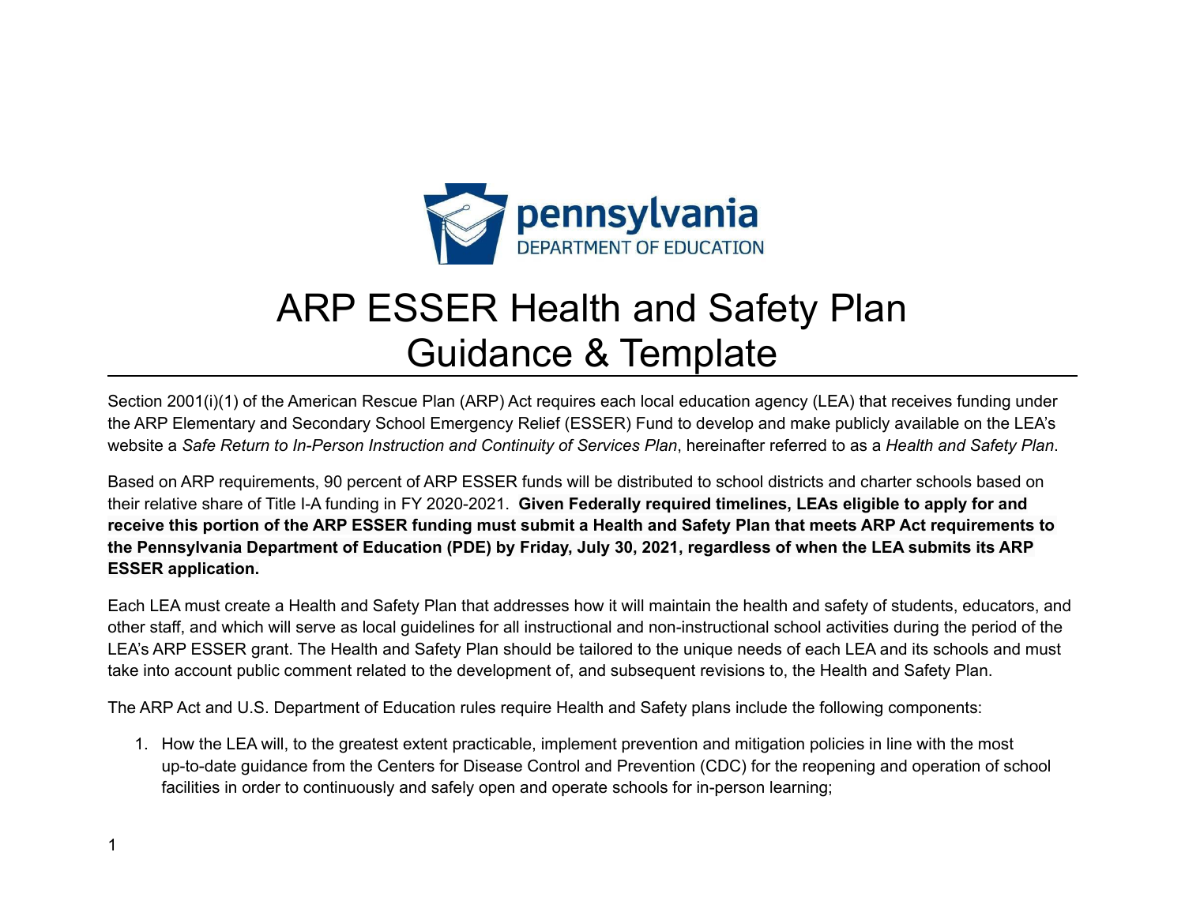pennsylvania
DEPARTMENT OF EDUCATION

# ARP ESSER Health and Safety Plan Guidance & Template

Section 2001(i)(1) of the American Rescue Plan (ARP) Act requires each local education agency (LEA) that receives funding under the ARP Elementary and Secondary School Emergency Relief (ESSER) Fund to develop and make publicly available on the LEA's website a *Safe Return to In-Person Instruction and Continuity of Services Plan*, hereinafter referred to as a *Health and Safety Plan*.

Based on ARP requirements, 90 percent of ARP ESSER funds will be distributed to school districts and charter schools based on their relative share of Title I-A funding in FY 2020-2021. **Given Federally required timelines, LEAs eligible to apply for and receive this portion of the ARP ESSER funding must submit a Health and Safety Plan that meets ARP Act requirements to the Pennsylvania Department of Education (PDE) by Friday, July 30, 2021, regardless of when the LEA submits its ARP ESSER application.**

Each LEA must create a Health and Safety Plan that addresses how it will maintain the health and safety of students, educators, and other staff, and which will serve as local guidelines for all instructional and non-instructional school activities during the period of the LEA's ARP ESSER grant. The Health and Safety Plan should be tailored to the unique needs of each LEA and its schools and must take into account public comment related to the development of, and subsequent revisions to, the Health and Safety Plan.

The ARP Act and U.S. Department of Education rules require Health and Safety plans include the following components:

1. How the LEA will, to the greatest extent practicable, implement prevention and mitigation policies in line with the most up-to-date guidance from the Centers for Disease Control and Prevention (CDC) for the reopening and operation of school facilities in order to continuously and safely open and operate schools for in-person learning;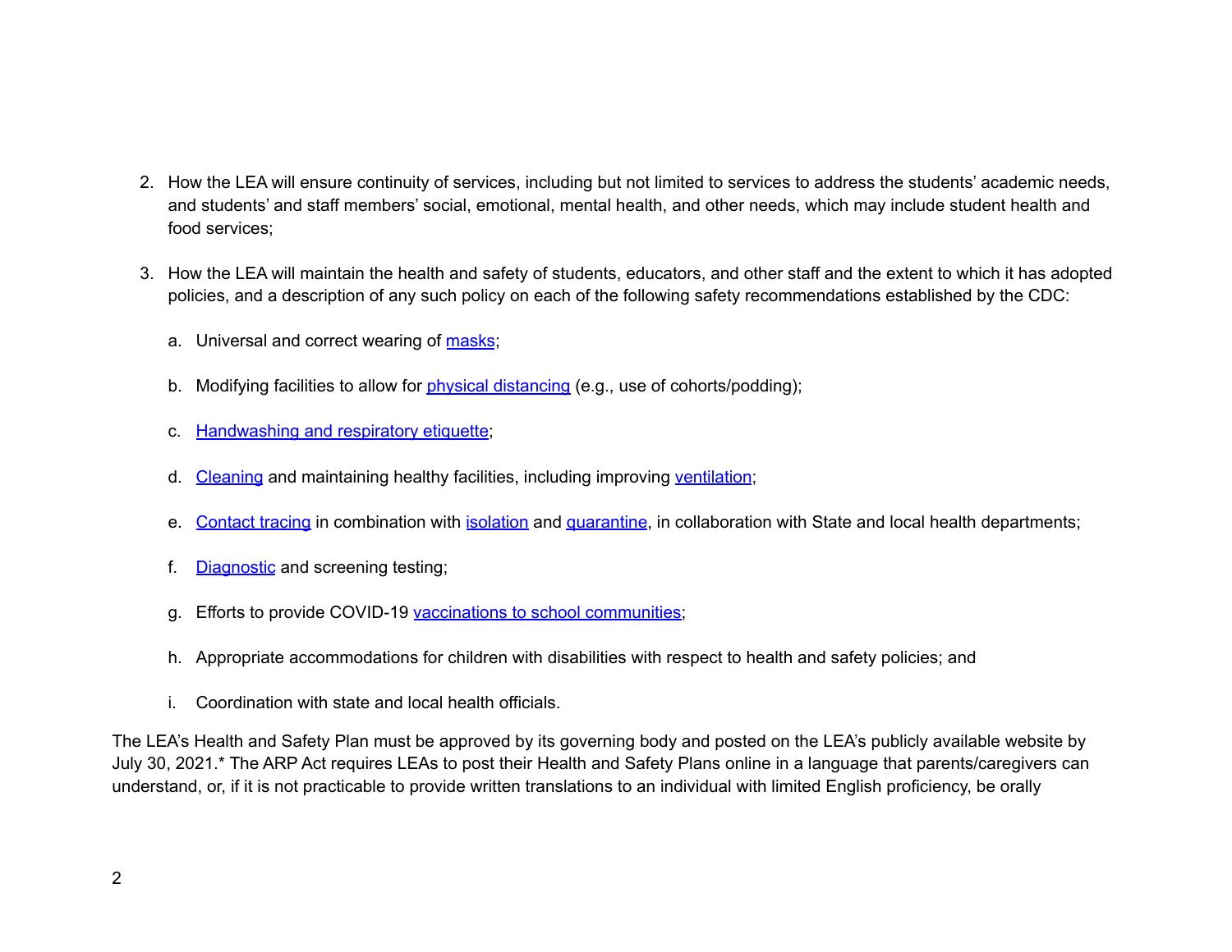2. How the LEA will ensure continuity of services, including but not limited to services to address the students' academic needs, and students' and staff members' social, emotional, mental health, and other needs, which may include student health and food services;

3. How the LEA will maintain the health and safety of students, educators, and other staff and the extent to which it has adopted policies, and a description of any such policy on each of the following safety recommendations established by the CDC:

   a. Universal and correct wearing of masks;

   b. Modifying facilities to allow for physical distancing (e.g., use of cohorts/podding);

   c. Handwashing and respiratory etiquette;

   d. Cleaning and maintaining healthy facilities, including improving ventilation;

   e. Contact tracing in combination with isolation and quarantine, in collaboration with State and local health departments;

   f. Diagnostic and screening testing;

   g. Efforts to provide COVID-19 vaccinations to school communities;

   h. Appropriate accommodations for children with disabilities with respect to health and safety policies; and

   i. Coordination with state and local health officials.

The LEA's Health and Safety Plan must be approved by its governing body and posted on the LEA's publicly available website by July 30, 2021.* The ARP Act requires LEAs to post their Health and Safety Plans online in a language that parents/caregivers can understand, or, if it is not practicable to provide written translations to an individual with limited English proficiency, be orally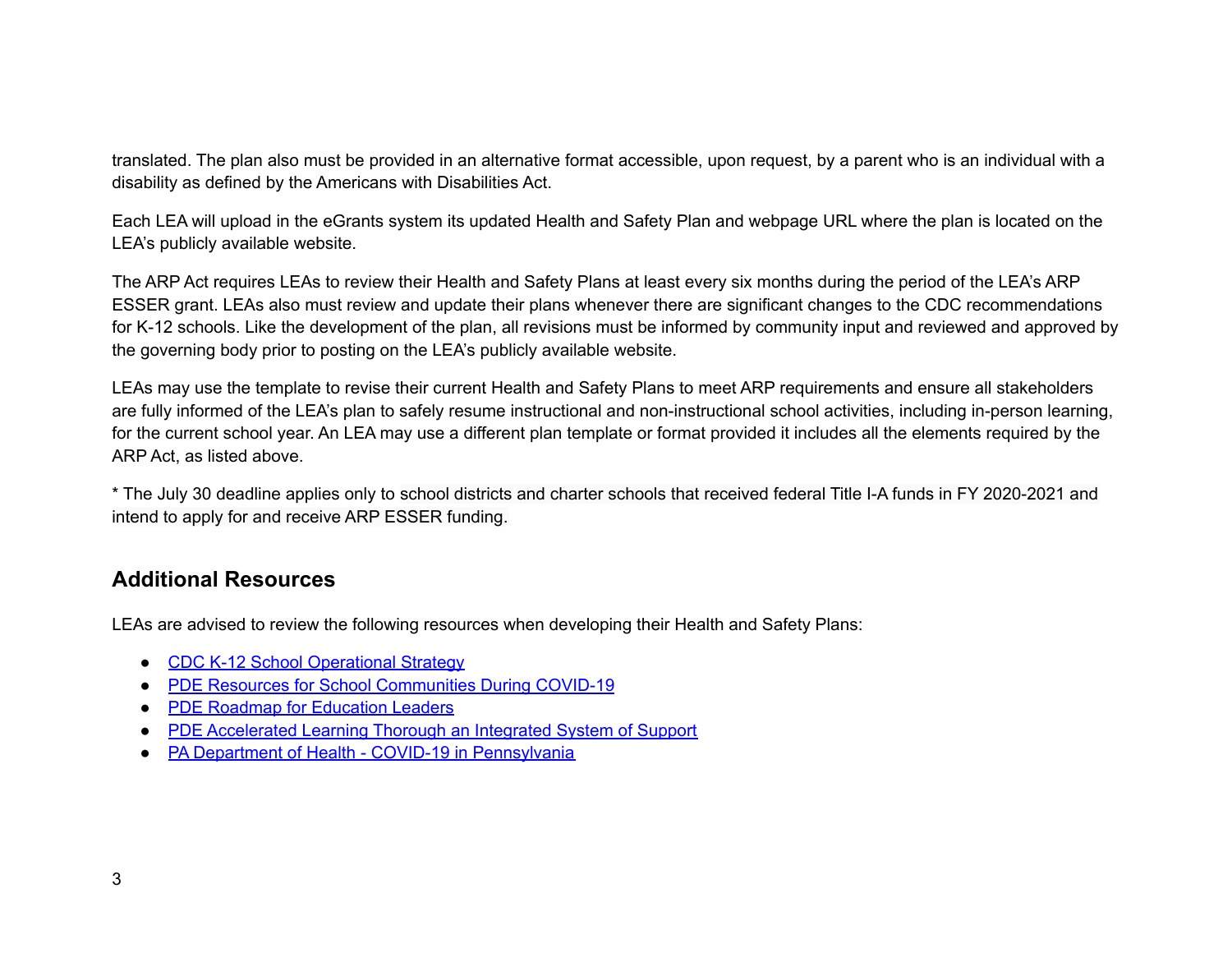translated. The plan also must be provided in an alternative format accessible, upon request, by a parent who is an individual with a disability as defined by the Americans with Disabilities Act.

Each LEA will upload in the eGrants system its updated Health and Safety Plan and webpage URL where the plan is located on the LEA's publicly available website.

The ARP Act requires LEAs to review their Health and Safety Plans at least every six months during the period of the LEA's ARP ESSER grant. LEAs also must review and update their plans whenever there are significant changes to the CDC recommendations for K-12 schools. Like the development of the plan, all revisions must be informed by community input and reviewed and approved by the governing body prior to posting on the LEA's publicly available website.

LEAs may use the template to revise their current Health and Safety Plans to meet ARP requirements and ensure all stakeholders are fully informed of the LEA's plan to safely resume instructional and non-instructional school activities, including in-person learning, for the current school year. An LEA may use a different plan template or format provided it includes all the elements required by the ARP Act, as listed above.

* The July 30 deadline applies only to school districts and charter schools that received federal Title I-A funds in FY 2020-2021 and intend to apply for and receive ARP ESSER funding.

## Additional Resources

LEAs are advised to review the following resources when developing their Health and Safety Plans:

- CDC K-12 School Operational Strategy
- PDE Resources for School Communities During COVID-19
- PDE Roadmap for Education Leaders
- PDE Accelerated Learning Thorough an Integrated System of Support
- PA Department of Health - COVID-19 in Pennsylvania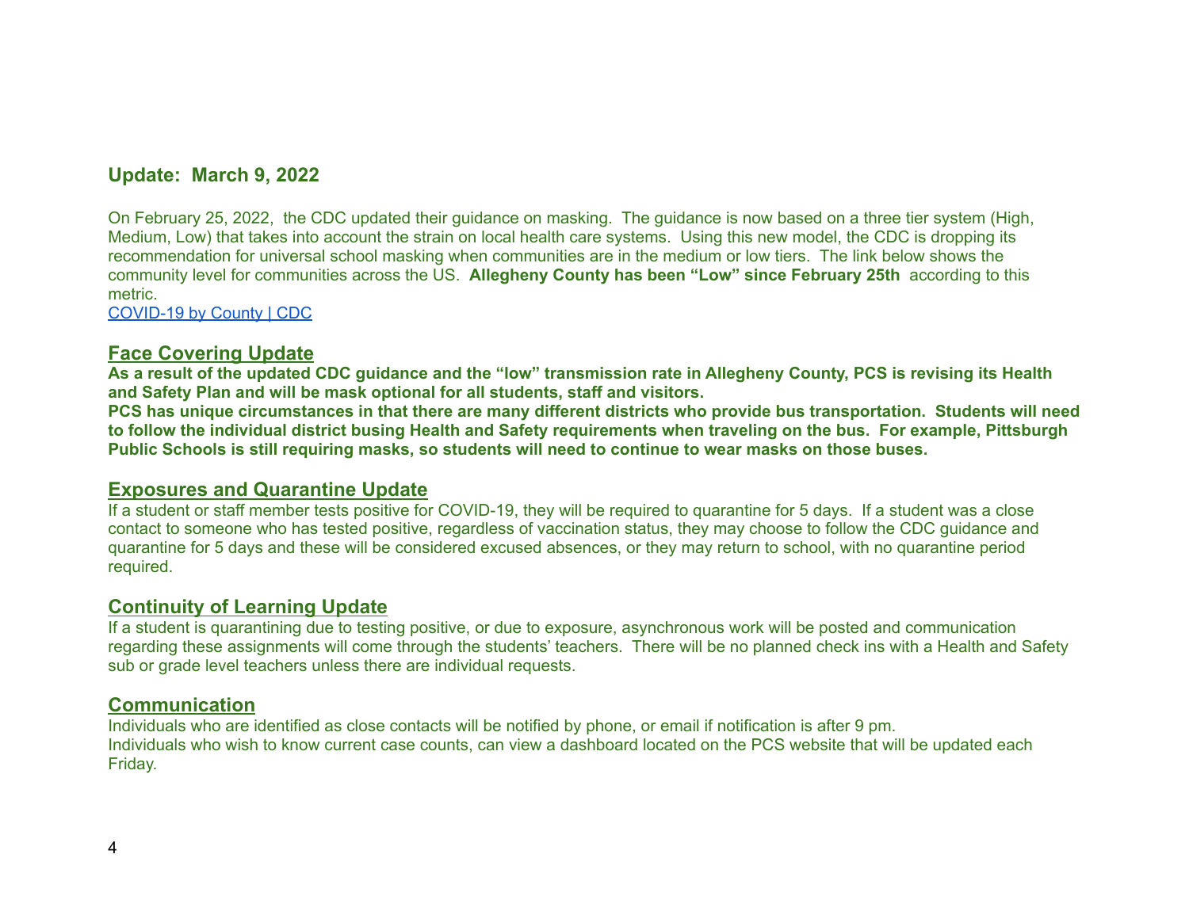## Update: March 9, 2022

On February 25, 2022, the CDC updated their guidance on masking. The guidance is now based on a three tier system (High, Medium, Low) that takes into account the strain on local health care systems. Using this new model, the CDC is dropping its recommendation for universal school masking when communities are in the medium or low tiers. The link below shows the community level for communities across the US. **Allegheny County has been "Low" since February 25th** according to this metric.
[COVID-19 by County | CDC]

### Face Covering Update

**As a result of the updated CDC guidance and the "low" transmission rate in Allegheny County, PCS is revising its Health and Safety Plan and will be mask optional for all students, staff and visitors.**
**PCS has unique circumstances in that there are many different districts who provide bus transportation. Students will need to follow the individual district busing Health and Safety requirements when traveling on the bus. For example, Pittsburgh Public Schools is still requiring masks, so students will need to continue to wear masks on those buses.**

### Exposures and Quarantine Update

If a student or staff member tests positive for COVID-19, they will be required to quarantine for 5 days. If a student was a close contact to someone who has tested positive, regardless of vaccination status, they may choose to follow the CDC guidance and quarantine for 5 days and these will be considered excused absences, or they may return to school, with no quarantine period required.

### Continuity of Learning Update

If a student is quarantining due to testing positive, or due to exposure, asynchronous work will be posted and communication regarding these assignments will come through the students' teachers. There will be no planned check ins with a Health and Safety sub or grade level teachers unless there are individual requests.

### Communication

Individuals who are identified as close contacts will be notified by phone, or email if notification is after 9 pm.
Individuals who wish to know current case counts, can view a dashboard located on the PCS website that will be updated each Friday.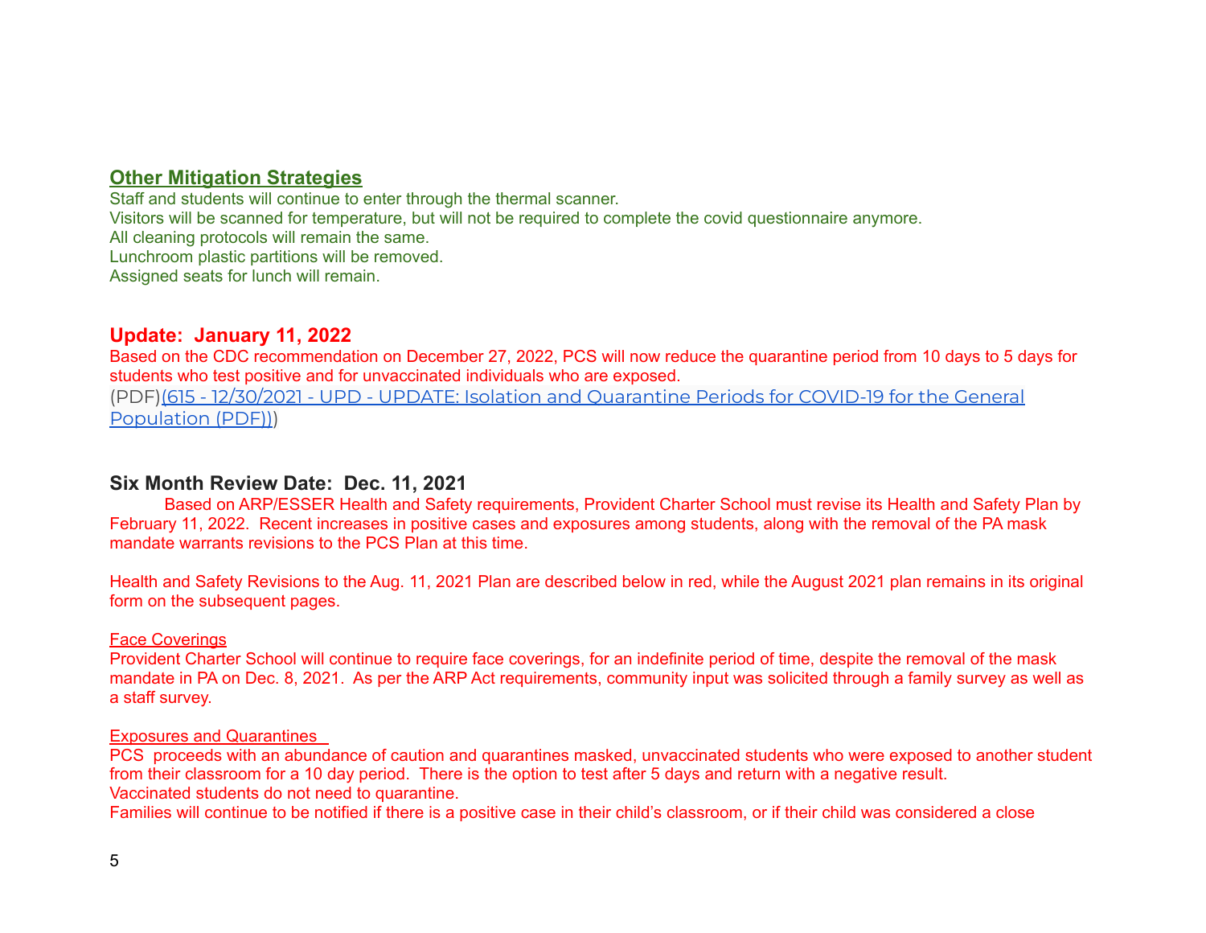## Other Mitigation Strategies

Staff and students will continue to enter through the thermal scanner.
Visitors will be scanned for temperature, but will not be required to complete the covid questionnaire anymore.
All cleaning protocols will remain the same.
Lunchroom plastic partitions will be removed.
Assigned seats for lunch will remain.

## Update: January 11, 2022

Based on the CDC recommendation on December 27, 2022, PCS will now reduce the quarantine period from 10 days to 5 days for students who test positive and for unvaccinated individuals who are exposed.
(PDF)(615 - 12/30/2021 - UPD - UPDATE: Isolation and Quarantine Periods for COVID-19 for the General Population (PDF)))

## Six Month Review Date: Dec. 11, 2021

Based on ARP/ESSER Health and Safety requirements, Provident Charter School must revise its Health and Safety Plan by February 11, 2022. Recent increases in positive cases and exposures among students, along with the removal of the PA mask mandate warrants revisions to the PCS Plan at this time.

Health and Safety Revisions to the Aug. 11, 2021 Plan are described below in red, while the August 2021 plan remains in its original form on the subsequent pages.

Face Coverings

Provident Charter School will continue to require face coverings, for an indefinite period of time, despite the removal of the mask mandate in PA on Dec. 8, 2021. As per the ARP Act requirements, community input was solicited through a family survey as well as a staff survey.

Exposures and Quarantines

PCS proceeds with an abundance of caution and quarantines masked, unvaccinated students who were exposed to another student from their classroom for a 10 day period. There is the option to test after 5 days and return with a negative result.
Vaccinated students do not need to quarantine.
Families will continue to be notified if there is a positive case in their child's classroom, or if their child was considered a close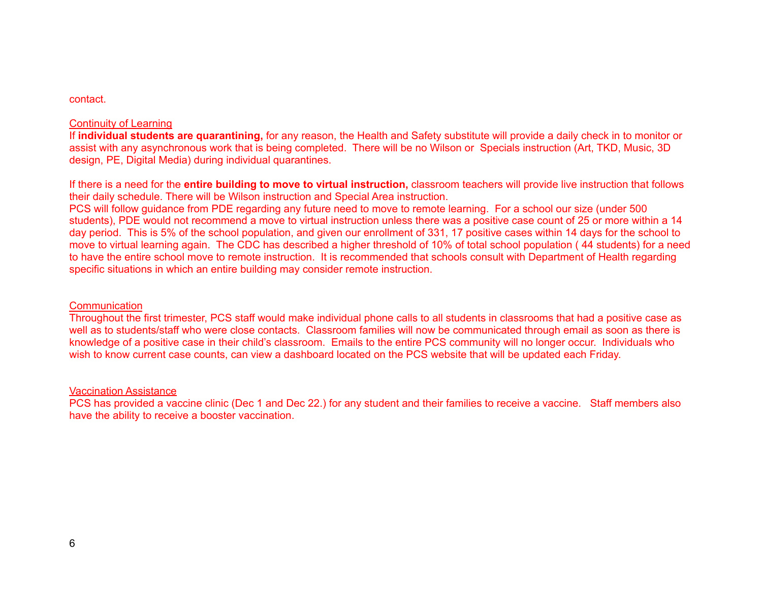contact.

<u>Continuity of Learning</u>
If **individual students are quarantining,** for any reason, the Health and Safety substitute will provide a daily check in to monitor or assist with any asynchronous work that is being completed. There will be no Wilson or Specials instruction (Art, TKD, Music, 3D design, PE, Digital Media) during individual quarantines.

If there is a need for the **entire building to move to virtual instruction,** classroom teachers will provide live instruction that follows their daily schedule. There will be Wilson instruction and Special Area instruction.
PCS will follow guidance from PDE regarding any future need to move to remote learning. For a school our size (under 500 students), PDE would not recommend a move to virtual instruction unless there was a positive case count of 25 or more within a 14 day period. This is 5% of the school population, and given our enrollment of 331, 17 positive cases within 14 days for the school to move to virtual learning again. The CDC has described a higher threshold of 10% of total school population ( 44 students) for a need to have the entire school move to remote instruction. It is recommended that schools consult with Department of Health regarding specific situations in which an entire building may consider remote instruction.

<u>Communication</u>
Throughout the first trimester, PCS staff would make individual phone calls to all students in classrooms that had a positive case as well as to students/staff who were close contacts. Classroom families will now be communicated through email as soon as there is knowledge of a positive case in their child's classroom. Emails to the entire PCS community will no longer occur. Individuals who wish to know current case counts, can view a dashboard located on the PCS website that will be updated each Friday.

<u>Vaccination Assistance</u>
PCS has provided a vaccine clinic (Dec 1 and Dec 22.) for any student and their families to receive a vaccine. Staff members also have the ability to receive a booster vaccination.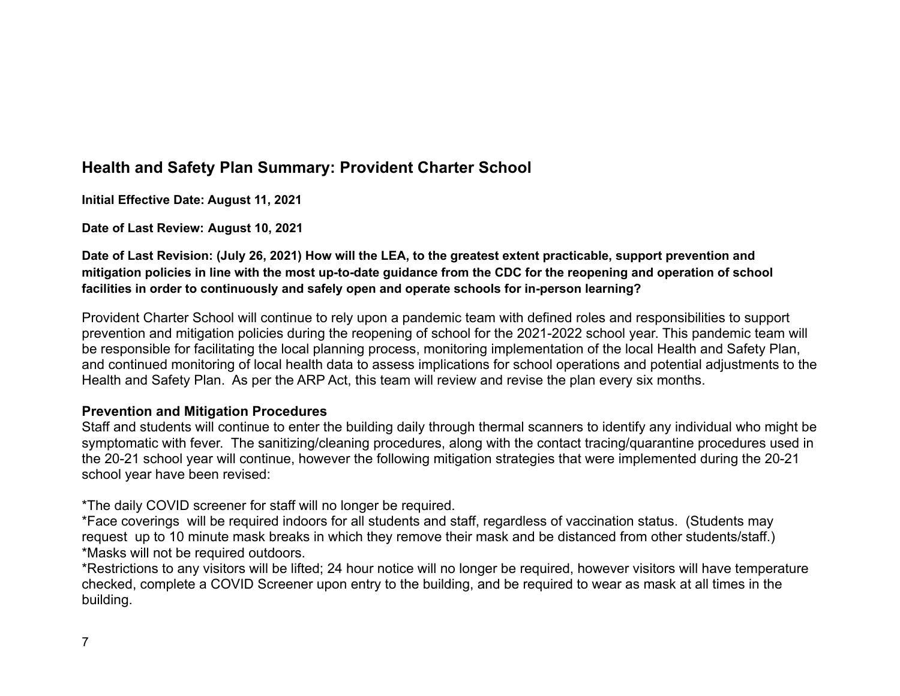## Health and Safety Plan Summary: Provident Charter School

**Initial Effective Date: August 11, 2021**

**Date of Last Review: August 10, 2021**

**Date of Last Revision: (July 26, 2021) How will the LEA, to the greatest extent practicable, support prevention and mitigation policies in line with the most up-to-date guidance from the CDC for the reopening and operation of school facilities in order to continuously and safely open and operate schools for in-person learning?**

Provident Charter School will continue to rely upon a pandemic team with defined roles and responsibilities to support prevention and mitigation policies during the reopening of school for the 2021-2022 school year. This pandemic team will be responsible for facilitating the local planning process, monitoring implementation of the local Health and Safety Plan, and continued monitoring of local health data to assess implications for school operations and potential adjustments to the Health and Safety Plan. As per the ARP Act, this team will review and revise the plan every six months.

**Prevention and Mitigation Procedures**

Staff and students will continue to enter the building daily through thermal scanners to identify any individual who might be symptomatic with fever. The sanitizing/cleaning procedures, along with the contact tracing/quarantine procedures used in the 20-21 school year will continue, however the following mitigation strategies that were implemented during the 20-21 school year have been revised:

*The daily COVID screener for staff will no longer be required.
*Face coverings will be required indoors for all students and staff, regardless of vaccination status. (Students may request up to 10 minute mask breaks in which they remove their mask and be distanced from other students/staff.)
*Masks will not be required outdoors.
*Restrictions to any visitors will be lifted; 24 hour notice will no longer be required, however visitors will have temperature checked, complete a COVID Screener upon entry to the building, and be required to wear as mask at all times in the building.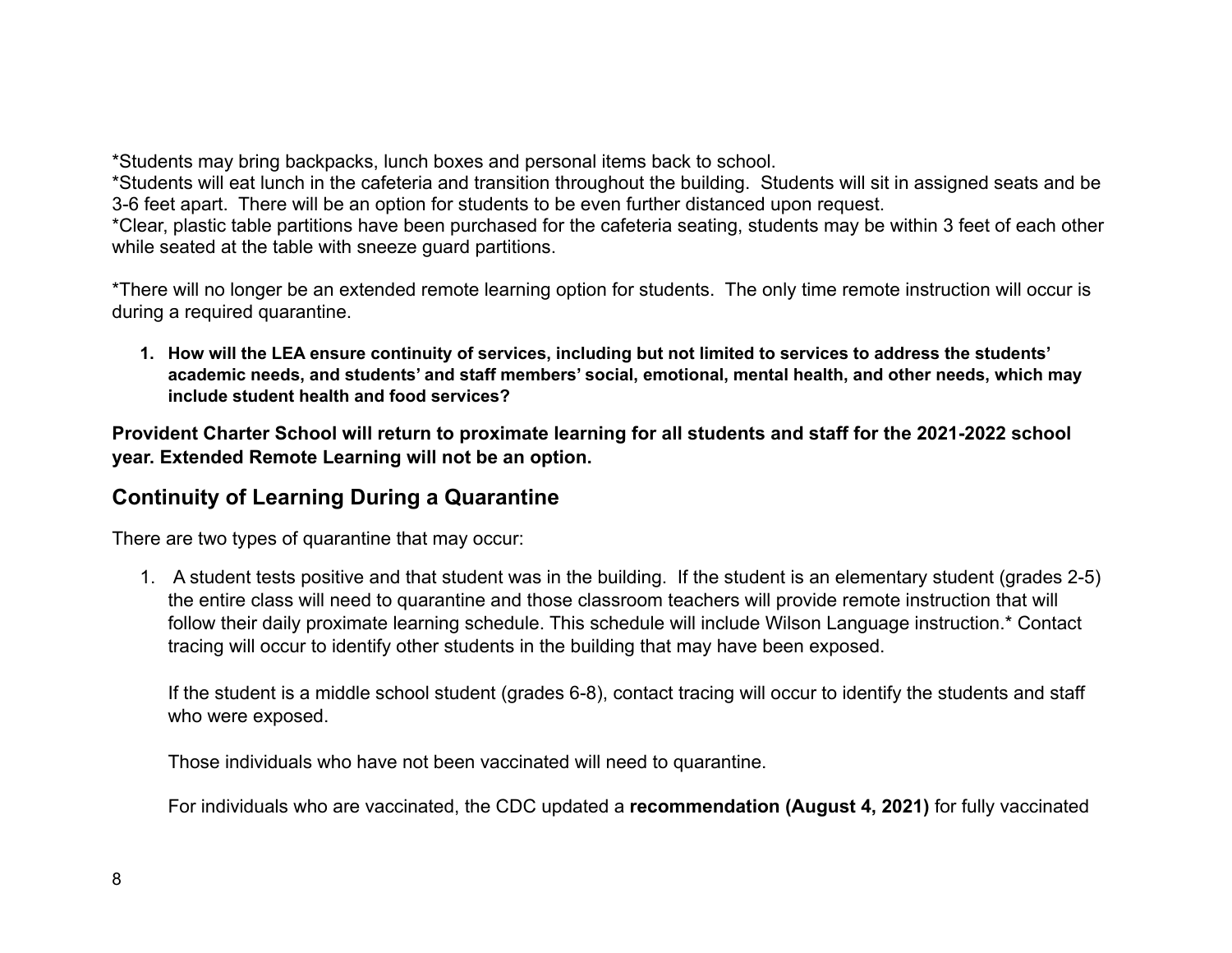*Students may bring backpacks, lunch boxes and personal items back to school.
*Students will eat lunch in the cafeteria and transition throughout the building. Students will sit in assigned seats and be 3-6 feet apart. There will be an option for students to be even further distanced upon request.
*Clear, plastic table partitions have been purchased for the cafeteria seating, students may be within 3 feet of each other while seated at the table with sneeze guard partitions.

*There will no longer be an extended remote learning option for students. The only time remote instruction will occur is during a required quarantine.

1. **How will the LEA ensure continuity of services, including but not limited to services to address the students' academic needs, and students' and staff members' social, emotional, mental health, and other needs, which may include student health and food services?**

**Provident Charter School will return to proximate learning for all students and staff for the 2021-2022 school year. Extended Remote Learning will not be an option.**

## Continuity of Learning During a Quarantine

There are two types of quarantine that may occur:

1. A student tests positive and that student was in the building. If the student is an elementary student (grades 2-5) the entire class will need to quarantine and those classroom teachers will provide remote instruction that will follow their daily proximate learning schedule. This schedule will include Wilson Language instruction.* Contact tracing will occur to identify other students in the building that may have been exposed.

   If the student is a middle school student (grades 6-8), contact tracing will occur to identify the students and staff who were exposed.

   Those individuals who have not been vaccinated will need to quarantine.

   For individuals who are vaccinated, the CDC updated a **recommendation (August 4, 2021)** for fully vaccinated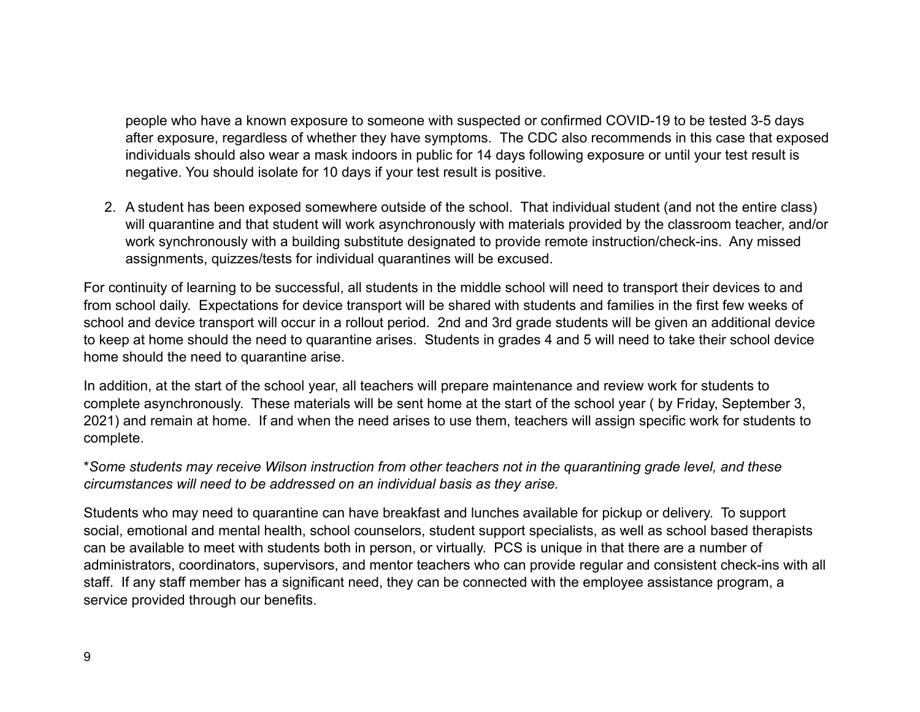people who have a known exposure to someone with suspected or confirmed COVID-19 to be tested 3-5 days after exposure, regardless of whether they have symptoms. The CDC also recommends in this case that exposed individuals should also wear a mask indoors in public for 14 days following exposure or until your test result is negative. You should isolate for 10 days if your test result is positive.

2. A student has been exposed somewhere outside of the school. That individual student (and not the entire class) will quarantine and that student will work asynchronously with materials provided by the classroom teacher, and/or work synchronously with a building substitute designated to provide remote instruction/check-ins. Any missed assignments, quizzes/tests for individual quarantines will be excused.

For continuity of learning to be successful, all students in the middle school will need to transport their devices to and from school daily. Expectations for device transport will be shared with students and families in the first few weeks of school and device transport will occur in a rollout period. 2nd and 3rd grade students will be given an additional device to keep at home should the need to quarantine arises. Students in grades 4 and 5 will need to take their school device home should the need to quarantine arise.

In addition, at the start of the school year, all teachers will prepare maintenance and review work for students to complete asynchronously. These materials will be sent home at the start of the school year ( by Friday, September 3, 2021) and remain at home. If and when the need arises to use them, teachers will assign specific work for students to complete.

\**Some students may receive Wilson instruction from other teachers not in the quarantining grade level, and these circumstances will need to be addressed on an individual basis as they arise.*

Students who may need to quarantine can have breakfast and lunches available for pickup or delivery. To support social, emotional and mental health, school counselors, student support specialists, as well as school based therapists can be available to meet with students both in person, or virtually. PCS is unique in that there are a number of administrators, coordinators, supervisors, and mentor teachers who can provide regular and consistent check-ins with all staff. If any staff member has a significant need, they can be connected with the employee assistance program, a service provided through our benefits.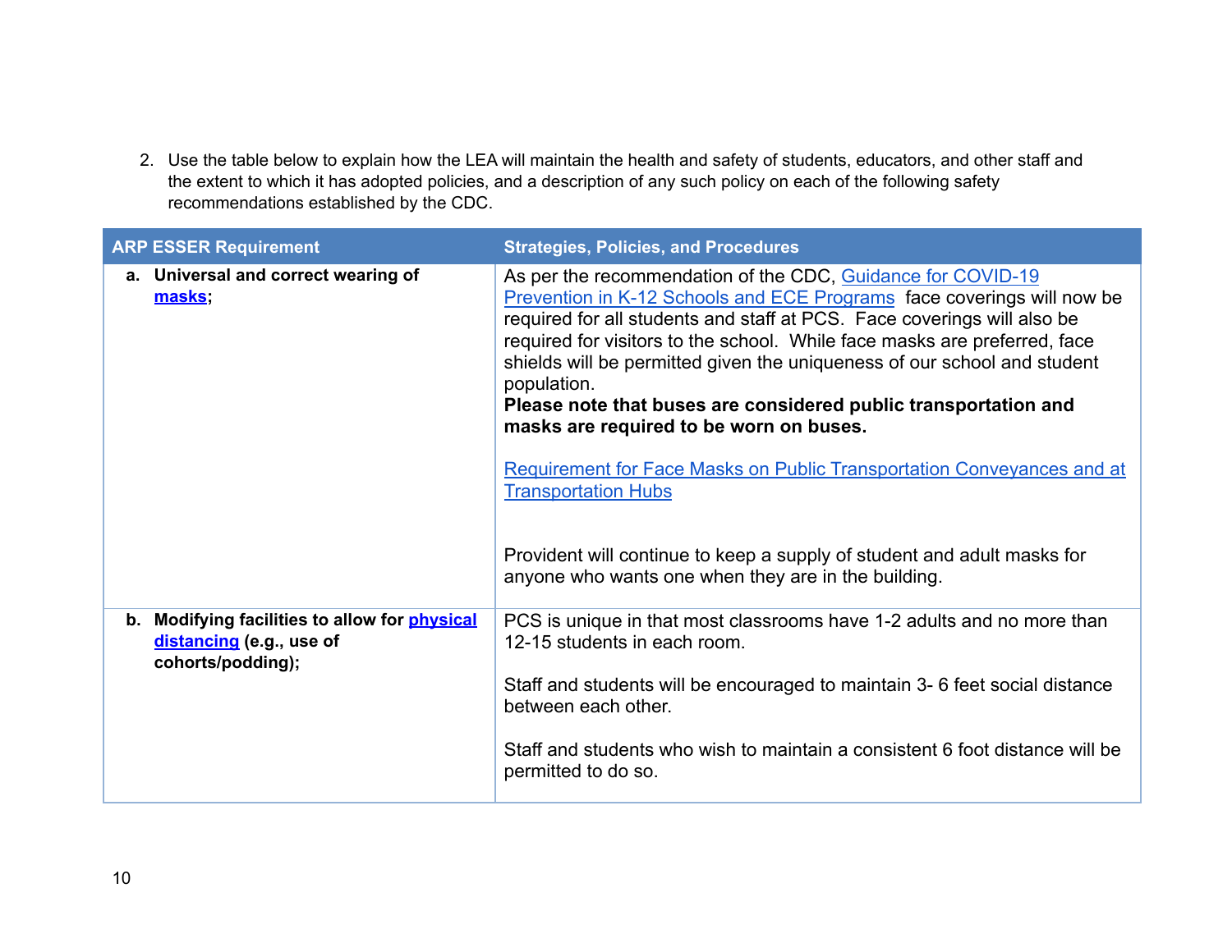2. Use the table below to explain how the LEA will maintain the health and safety of students, educators, and other staff and the extent to which it has adopted policies, and a description of any such policy on each of the following safety recommendations established by the CDC.

| ARP ESSER Requirement | Strategies, Policies, and Procedures |
| --- | --- |
| **a. Universal and correct wearing of [masks](#);** | As per the recommendation of the CDC, [Guidance for COVID-19 Prevention in K-12 Schools and ECE Programs](#) face coverings will now be required for all students and staff at PCS. Face coverings will also be required for visitors to the school. While face masks are preferred, face shields will be permitted given the uniqueness of our school and student population.<br>**Please note that buses are considered public transportation and masks are required to be worn on buses.**<br><br>[Requirement for Face Masks on Public Transportation Conveyances and at Transportation Hubs](#)<br><br>Provident will continue to keep a supply of student and adult masks for anyone who wants one when they are in the building. |
| **b. Modifying facilities to allow for [physical distancing](#) (e.g., use of cohorts/podding);** | PCS is unique in that most classrooms have 1-2 adults and no more than 12-15 students in each room.<br><br>Staff and students will be encouraged to maintain 3- 6 feet social distance between each other.<br><br>Staff and students who wish to maintain a consistent 6 foot distance will be permitted to do so. |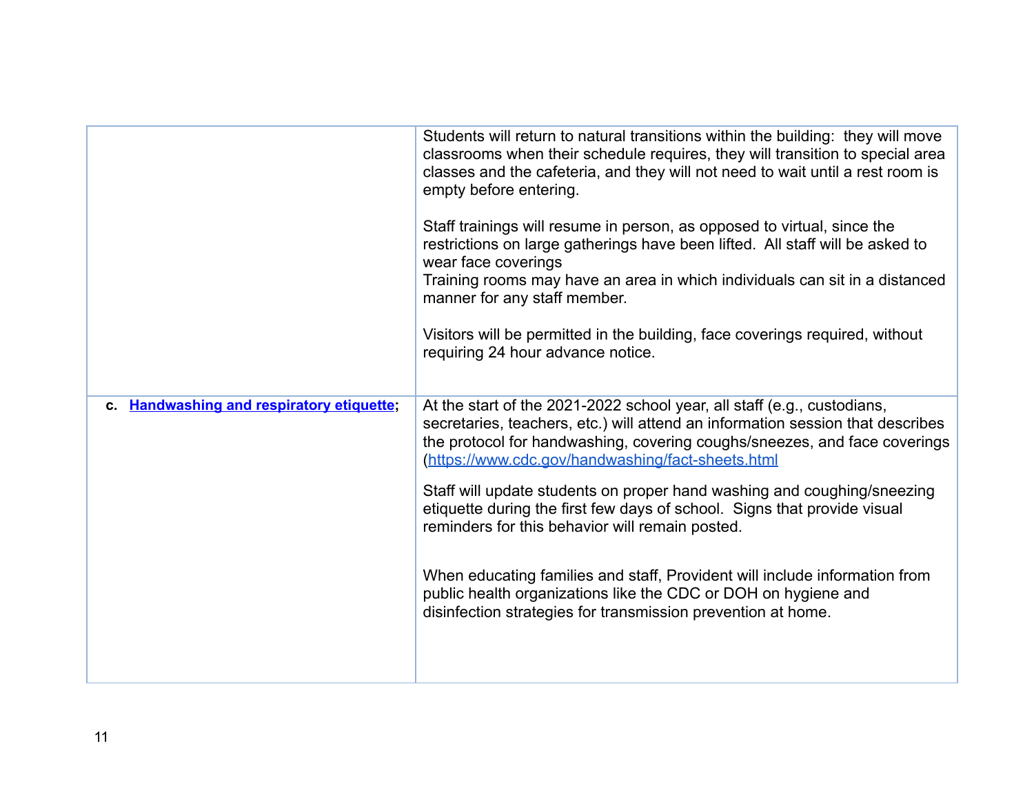| | |
|---|---|
| | Students will return to natural transitions within the building: they will move classrooms when their schedule requires, they will transition to special area classes and the cafeteria, and they will not need to wait until a rest room is empty before entering.<br><br>Staff trainings will resume in person, as opposed to virtual, since the restrictions on large gatherings have been lifted. All staff will be asked to wear face coverings<br>Training rooms may have an area in which individuals can sit in a distanced manner for any staff member.<br><br>Visitors will be permitted in the building, face coverings required, without requiring 24 hour advance notice. |
| **c. [Handwashing and respiratory etiquette](#);** | At the start of the 2021-2022 school year, all staff (e.g., custodians, secretaries, teachers, etc.) will attend an information session that describes the protocol for handwashing, covering coughs/sneezes, and face coverings ([https://www.cdc.gov/handwashing/fact-sheets.html](https://www.cdc.gov/handwashing/fact-sheets.html)<br><br>Staff will update students on proper hand washing and coughing/sneezing etiquette during the first few days of school. Signs that provide visual reminders for this behavior will remain posted.<br><br>When educating families and staff, Provident will include information from public health organizations like the CDC or DOH on hygiene and disinfection strategies for transmission prevention at home. |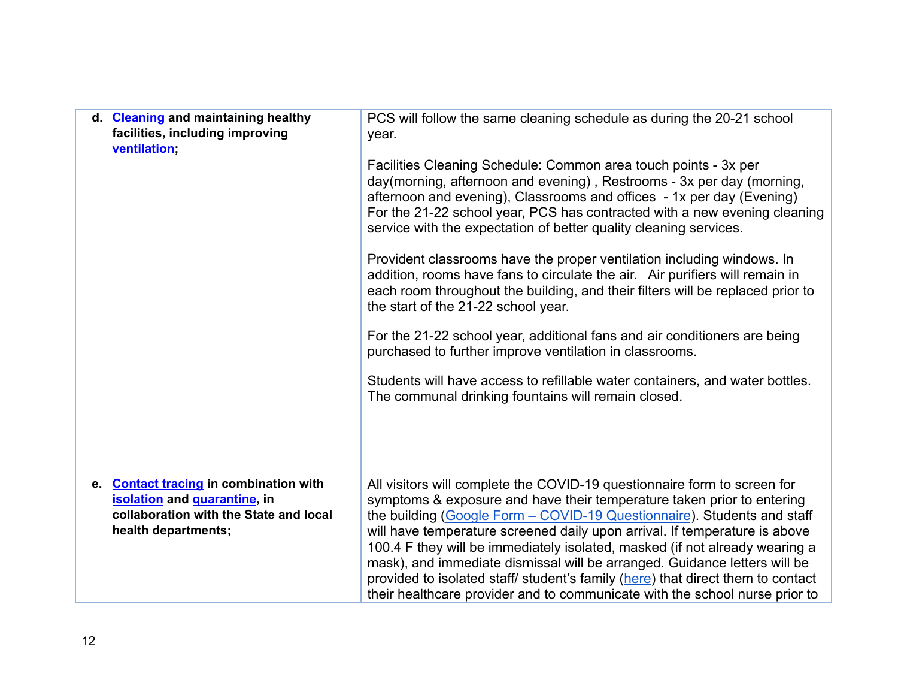| | |
|---|---|
| **d. [Cleaning](#) and maintaining healthy facilities, including improving [ventilation](#);** | PCS will follow the same cleaning schedule as during the 20-21 school year.<br><br>Facilities Cleaning Schedule: Common area touch points - 3x per day(morning, afternoon and evening) , Restrooms - 3x per day (morning, afternoon and evening), Classrooms and offices - 1x per day (Evening) For the 21-22 school year, PCS has contracted with a new evening cleaning service with the expectation of better quality cleaning services.<br><br>Provident classrooms have the proper ventilation including windows. In addition, rooms have fans to circulate the air. Air purifiers will remain in each room throughout the building, and their filters will be replaced prior to the start of the 21-22 school year.<br><br>For the 21-22 school year, additional fans and air conditioners are being purchased to further improve ventilation in classrooms.<br><br>Students will have access to refillable water containers, and water bottles. The communal drinking fountains will remain closed. |
| **e. [Contact tracing](#) in combination with [isolation](#) and [quarantine](#), in collaboration with the State and local health departments;** | All visitors will complete the COVID-19 questionnaire form to screen for symptoms & exposure and have their temperature taken prior to entering the building ([Google Form – COVID-19 Questionnaire](#)). Students and staff will have temperature screened daily upon arrival. If temperature is above 100.4 F they will be immediately isolated, masked (if not already wearing a mask), and immediate dismissal will be arranged. Guidance letters will be provided to isolated staff/ student's family ([here](#)) that direct them to contact their healthcare provider and to communicate with the school nurse prior to |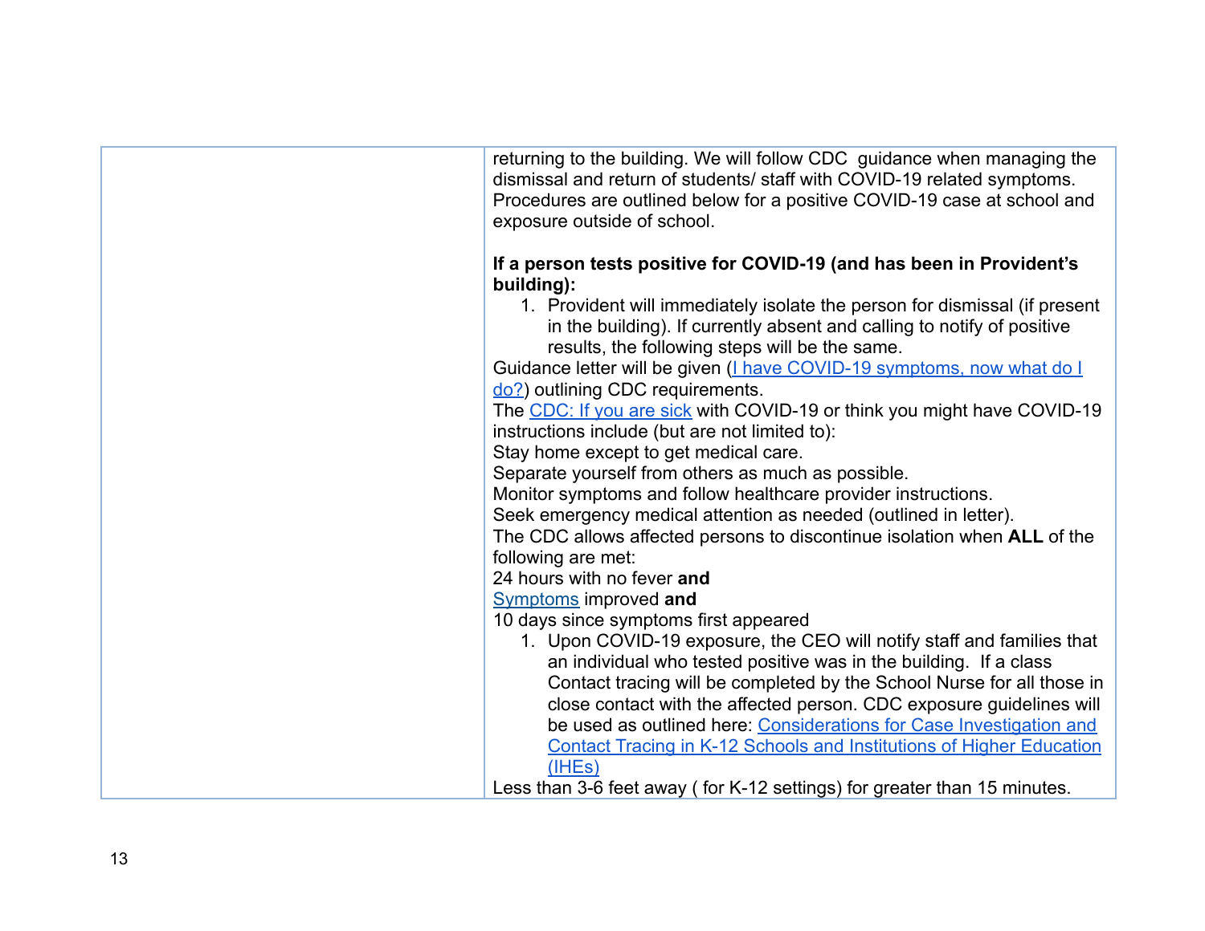| | |
|---|---|
| | returning to the building. We will follow CDC guidance when managing the dismissal and return of students/ staff with COVID-19 related symptoms. Procedures are outlined below for a positive COVID-19 case at school and exposure outside of school.<br><br>**If a person tests positive for COVID-19 (and has been in Provident's building):**<br>1. Provident will immediately isolate the person for dismissal (if present in the building). If currently absent and calling to notify of positive results, the following steps will be the same.<br>Guidance letter will be given (I have COVID-19 symptoms, now what do I do?) outlining CDC requirements.<br>The CDC: If you are sick with COVID-19 or think you might have COVID-19 instructions include (but are not limited to):<br>Stay home except to get medical care.<br>Separate yourself from others as much as possible.<br>Monitor symptoms and follow healthcare provider instructions.<br>Seek emergency medical attention as needed (outlined in letter).<br>The CDC allows affected persons to discontinue isolation when **ALL** of the following are met:<br>24 hours with no fever **and**<br>Symptoms improved **and**<br>10 days since symptoms first appeared<br>1. Upon COVID-19 exposure, the CEO will notify staff and families that an individual who tested positive was in the building. If a class Contact tracing will be completed by the School Nurse for all those in close contact with the affected person. CDC exposure guidelines will be used as outlined here: Considerations for Case Investigation and Contact Tracing in K-12 Schools and Institutions of Higher Education (IHEs)<br>Less than 3-6 feet away ( for K-12 settings) for greater than 15 minutes. |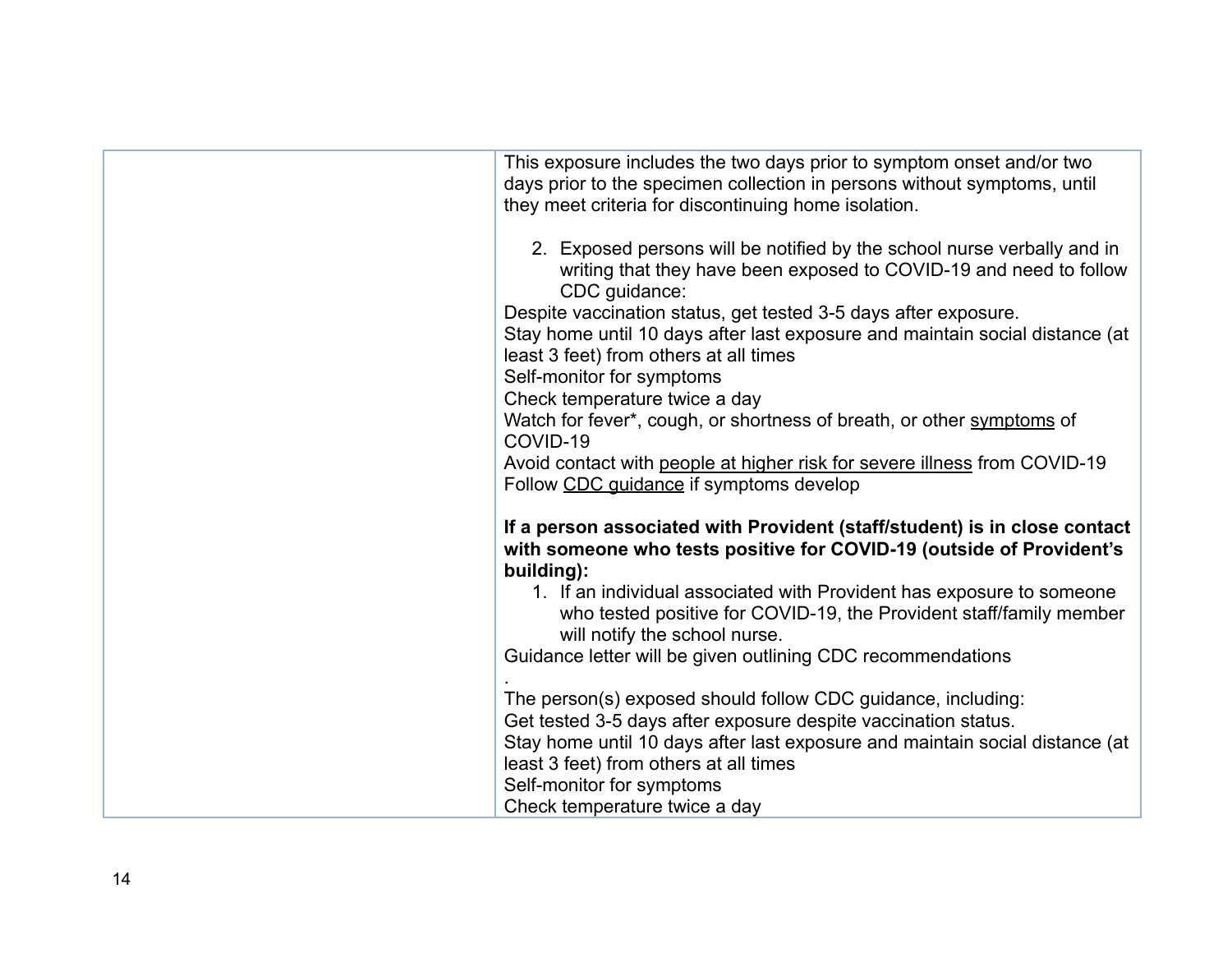| | |
|---|---|
| | This exposure includes the two days prior to symptom onset and/or two days prior to the specimen collection in persons without symptoms, until they meet criteria for discontinuing home isolation.<br><br>2. Exposed persons will be notified by the school nurse verbally and in writing that they have been exposed to COVID-19 and need to follow CDC guidance:<br>Despite vaccination status, get tested 3-5 days after exposure.<br>Stay home until 10 days after last exposure and maintain social distance (at least 3 feet) from others at all times<br>Self-monitor for symptoms<br>Check temperature twice a day<br>Watch for fever*, cough, or shortness of breath, or other symptoms of COVID-19<br>Avoid contact with people at higher risk for severe illness from COVID-19<br>Follow CDC guidance if symptoms develop<br><br>**If a person associated with Provident (staff/student) is in close contact with someone who tests positive for COVID-19 (outside of Provident's building):**<br>1. If an individual associated with Provident has exposure to someone who tested positive for COVID-19, the Provident staff/family member will notify the school nurse.<br>Guidance letter will be given outlining CDC recommendations<br>.<br>The person(s) exposed should follow CDC guidance, including:<br>Get tested 3-5 days after exposure despite vaccination status.<br>Stay home until 10 days after last exposure and maintain social distance (at least 3 feet) from others at all times<br>Self-monitor for symptoms<br>Check temperature twice a day |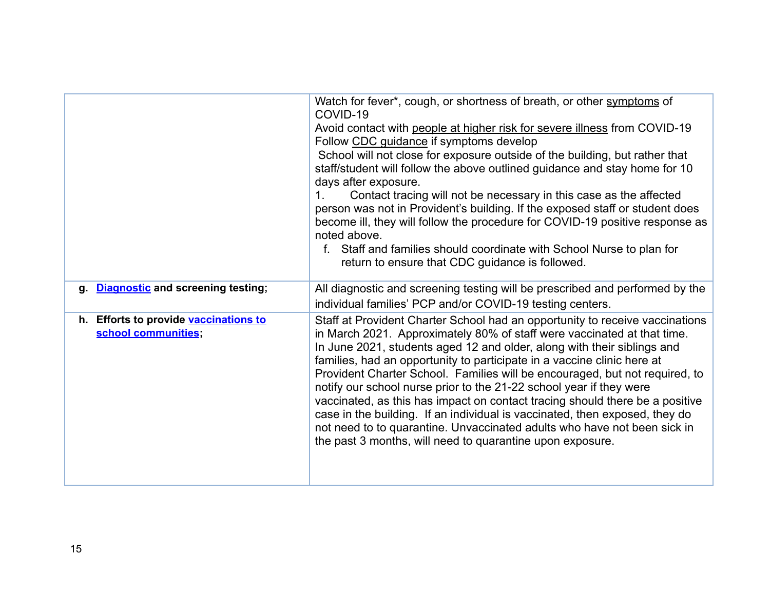| | |
|---|---|
| | Watch for fever*, cough, or shortness of breath, or other symptoms of COVID-19<br>Avoid contact with people at higher risk for severe illness from COVID-19<br>Follow CDC guidance if symptoms develop<br>School will not close for exposure outside of the building, but rather that staff/student will follow the above outlined guidance and stay home for 10 days after exposure.<br>1. Contact tracing will not be necessary in this case as the affected person was not in Provident's building. If the exposed staff or student does become ill, they will follow the procedure for COVID-19 positive response as noted above.<br>f. Staff and families should coordinate with School Nurse to plan for return to ensure that CDC guidance is followed. |
| **g. Diagnostic and screening testing;** | All diagnostic and screening testing will be prescribed and performed by the individual families' PCP and/or COVID-19 testing centers. |
| **h. Efforts to provide vaccinations to school communities;** | Staff at Provident Charter School had an opportunity to receive vaccinations in March 2021. Approximately 80% of staff were vaccinated at that time. In June 2021, students aged 12 and older, along with their siblings and families, had an opportunity to participate in a vaccine clinic here at Provident Charter School. Families will be encouraged, but not required, to notify our school nurse prior to the 21-22 school year if they were vaccinated, as this has impact on contact tracing should there be a positive case in the building. If an individual is vaccinated, then exposed, they do not need to to quarantine. Unvaccinated adults who have not been sick in the past 3 months, will need to quarantine upon exposure. |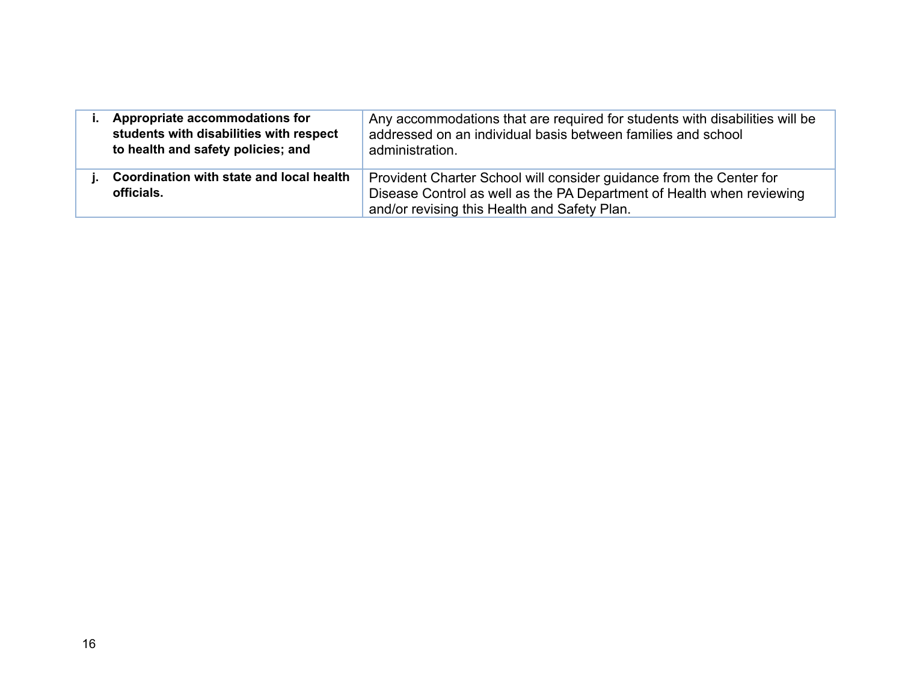| | |
|---|---|
| **i. Appropriate accommodations for students with disabilities with respect to health and safety policies; and** | Any accommodations that are required for students with disabilities will be addressed on an individual basis between families and school administration. |
| **j. Coordination with state and local health officials.** | Provident Charter School will consider guidance from the Center for Disease Control as well as the PA Department of Health when reviewing and/or revising this Health and Safety Plan. |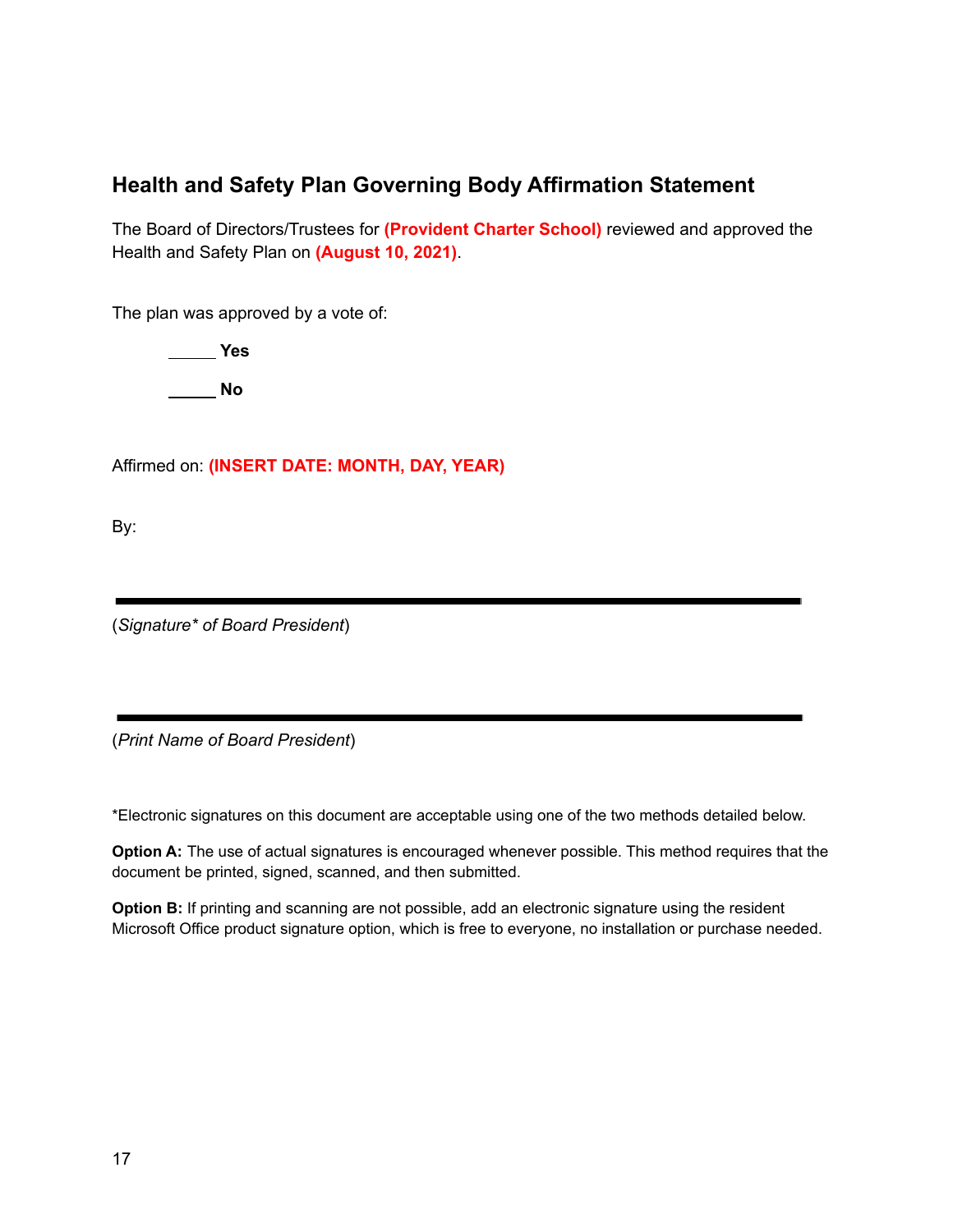## Health and Safety Plan Governing Body Affirmation Statement

The Board of Directors/Trustees for **(Provident Charter School)** reviewed and approved the Health and Safety Plan on **(August 10, 2021)**.

The plan was approved by a vote of:

_____ **Yes**

_____ **No**

Affirmed on: **(INSERT DATE: MONTH, DAY, YEAR)**

By:

______________________________________________

(*Signature* of Board President*)

______________________________________________

(*Print Name of Board President*)

*Electronic signatures on this document are acceptable using one of the two methods detailed below.

**Option A:** The use of actual signatures is encouraged whenever possible. This method requires that the document be printed, signed, scanned, and then submitted.

**Option B:** If printing and scanning are not possible, add an electronic signature using the resident Microsoft Office product signature option, which is free to everyone, no installation or purchase needed.